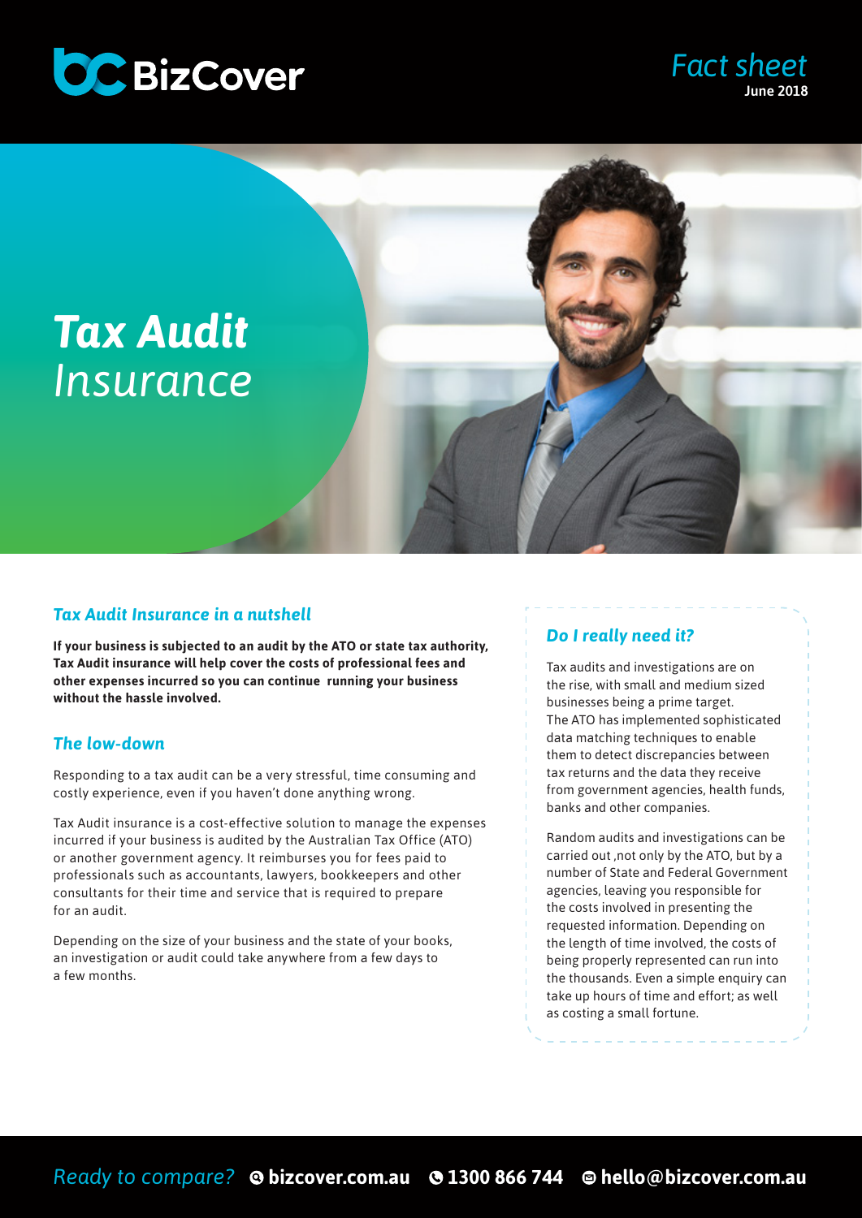BizCover

*Fact sheet*
**June 2018**

# ***Tax Audit*** *Insurance*

## *Tax Audit Insurance in a nutshell*

**If your business is subjected to an audit by the ATO or state tax authority, Tax Audit insurance will help cover the costs of professional fees and other expenses incurred so you can continue running your business without the hassle involved.**

## *The low-down*

Responding to a tax audit can be a very stressful, time consuming and costly experience, even if you haven't done anything wrong.

Tax Audit insurance is a cost-effective solution to manage the expenses incurred if your business is audited by the Australian Tax Office (ATO) or another government agency. It reimburses you for fees paid to professionals such as accountants, lawyers, bookkeepers and other consultants for their time and service that is required to prepare for an audit.

Depending on the size of your business and the state of your books, an investigation or audit could take anywhere from a few days to a few months.

## *Do I really need it?*

Tax audits and investigations are on the rise, with small and medium sized businesses being a prime target. The ATO has implemented sophisticated data matching techniques to enable them to detect discrepancies between tax returns and the data they receive from government agencies, health funds, banks and other companies.

Random audits and investigations can be carried out ,not only by the ATO, but by a number of State and Federal Government agencies, leaving you responsible for the costs involved in presenting the requested information. Depending on the length of time involved, the costs of being properly represented can run into the thousands. Even a simple enquiry can take up hours of time and effort; as well as costing a small fortune.

*Ready to compare?* **bizcover.com.au** **1300 866 744** **hello@bizcover.com.au**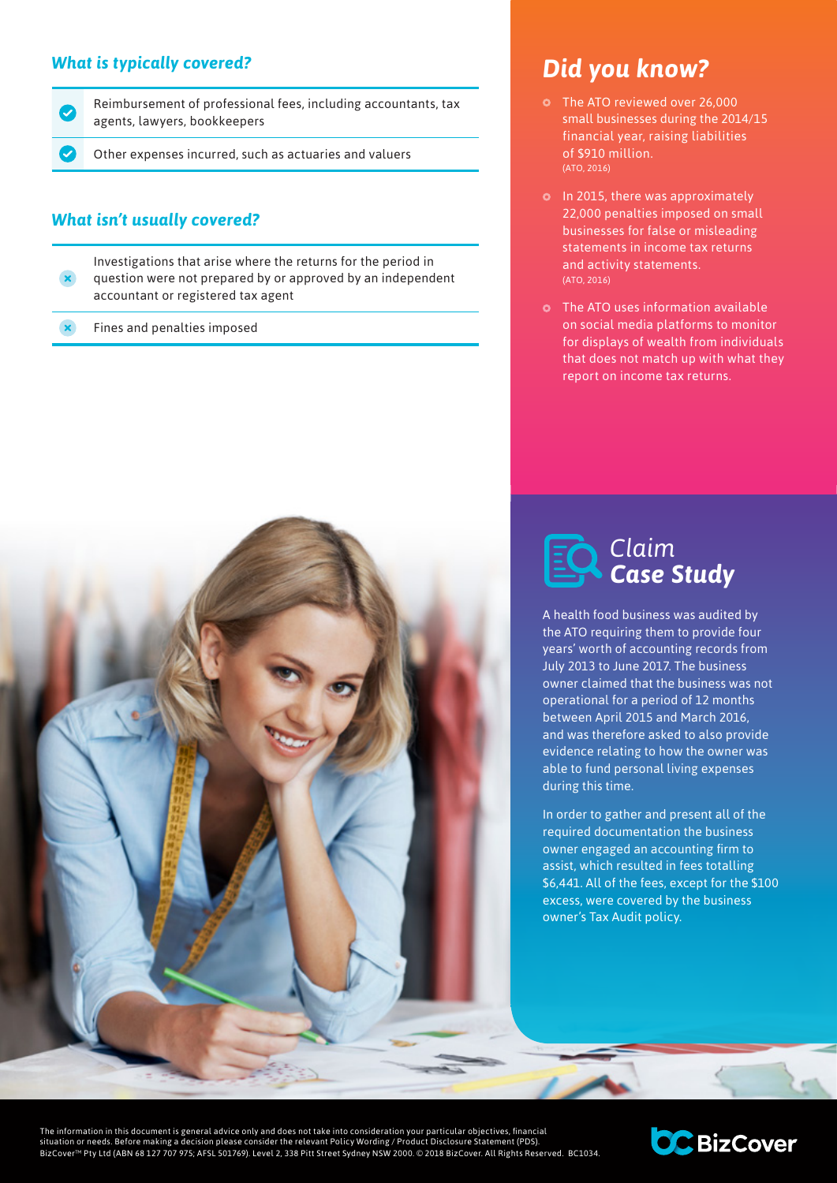### *What is typically covered?*

- ✓ Reimbursement of professional fees, including accountants, tax agents, lawyers, bookkeepers
- ✓ Other expenses incurred, such as actuaries and valuers

### *What isn't usually covered?*

- ✗ Investigations that arise where the returns for the period in question were not prepared by or approved by an independent accountant or registered tax agent
- ✗ Fines and penalties imposed

## *Did you know?*

- The ATO reviewed over 26,000 small businesses during the 2014/15 financial year, raising liabilities of $910 million. (ATO, 2016)
- In 2015, there was approximately 22,000 penalties imposed on small businesses for false or misleading statements in income tax returns and activity statements. (ATO, 2016)
- The ATO uses information available on social media platforms to monitor for displays of wealth from individuals that does not match up with what they report on income tax returns.

## *Claim* ***Case Study***

A health food business was audited by the ATO requiring them to provide four years' worth of accounting records from July 2013 to June 2017. The business owner claimed that the business was not operational for a period of 12 months between April 2015 and March 2016, and was therefore asked to also provide evidence relating to how the owner was able to fund personal living expenses during this time.

In order to gather and present all of the required documentation the business owner engaged an accounting firm to assist, which resulted in fees totalling $6,441. All of the fees, except for the $100 excess, were covered by the business owner's Tax Audit policy.

The information in this document is general advice only and does not take into consideration your particular objectives, financial situation or needs. Before making a decision please consider the relevant Policy Wording / Product Disclosure Statement (PDS). BizCover™ Pty Ltd (ABN 68 127 707 975; AFSL 501769). Level 2, 338 Pitt Street Sydney NSW 2000. © 2018 BizCover. All Rights Reserved. BC1034.

BizCover